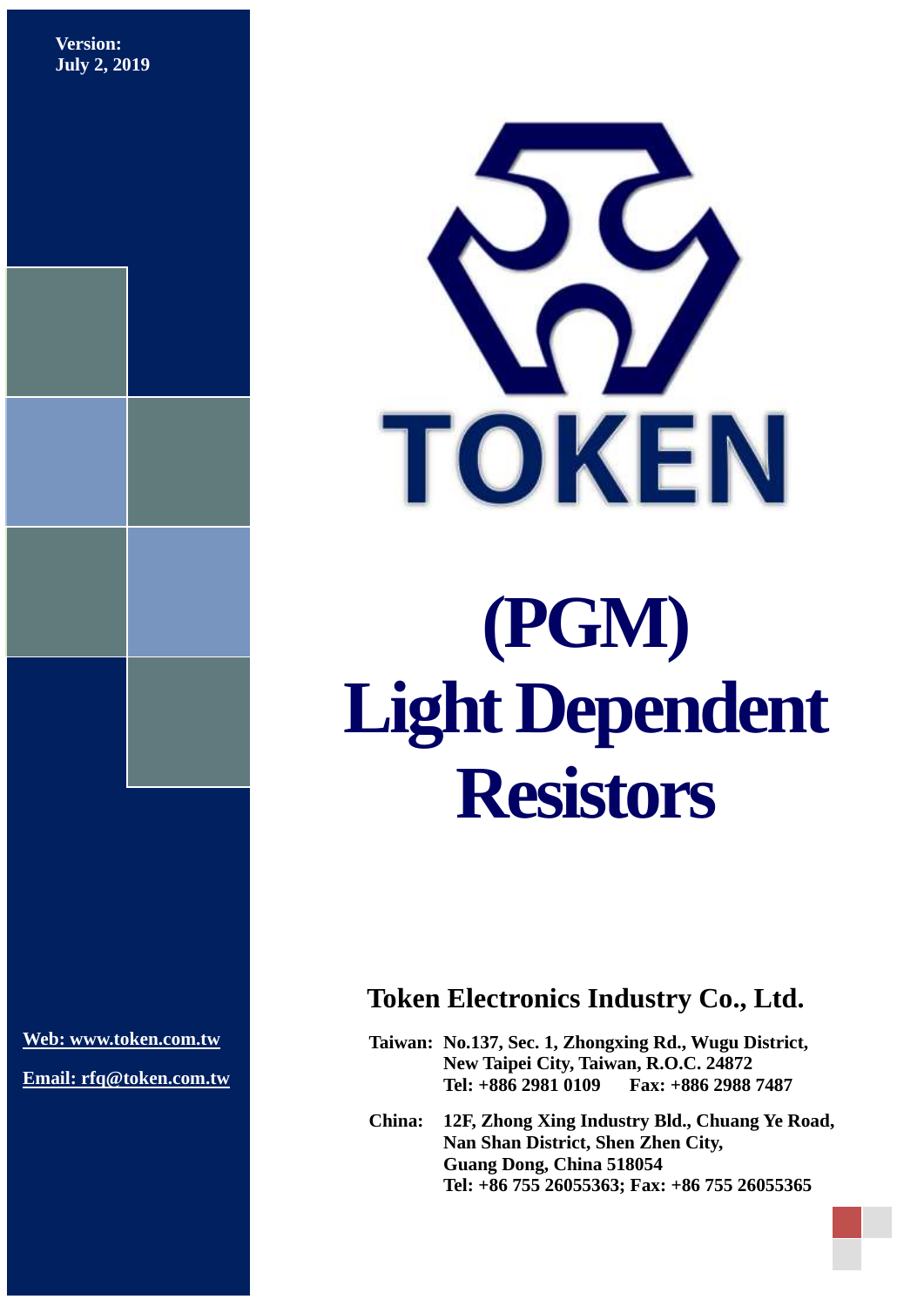**Version:**
**July 2, 2019**

TOKEN

# (PGM) Light Dependent Resistors

## Token Electronics Industry Co., Ltd.

**Web: www.token.com.tw**

**Email: rfq@token.com.tw**

**Taiwan:** No.137, Sec. 1, Zhongxing Rd., Wugu District, New Taipei City, Taiwan, R.O.C. 24872
Tel: +886 2981 0109 Fax: +886 2988 7487

**China:** 12F, Zhong Xing Industry Bld., Chuang Ye Road, Nan Shan District, Shen Zhen City, Guang Dong, China 518054
Tel: +86 755 26055363; Fax: +86 755 26055365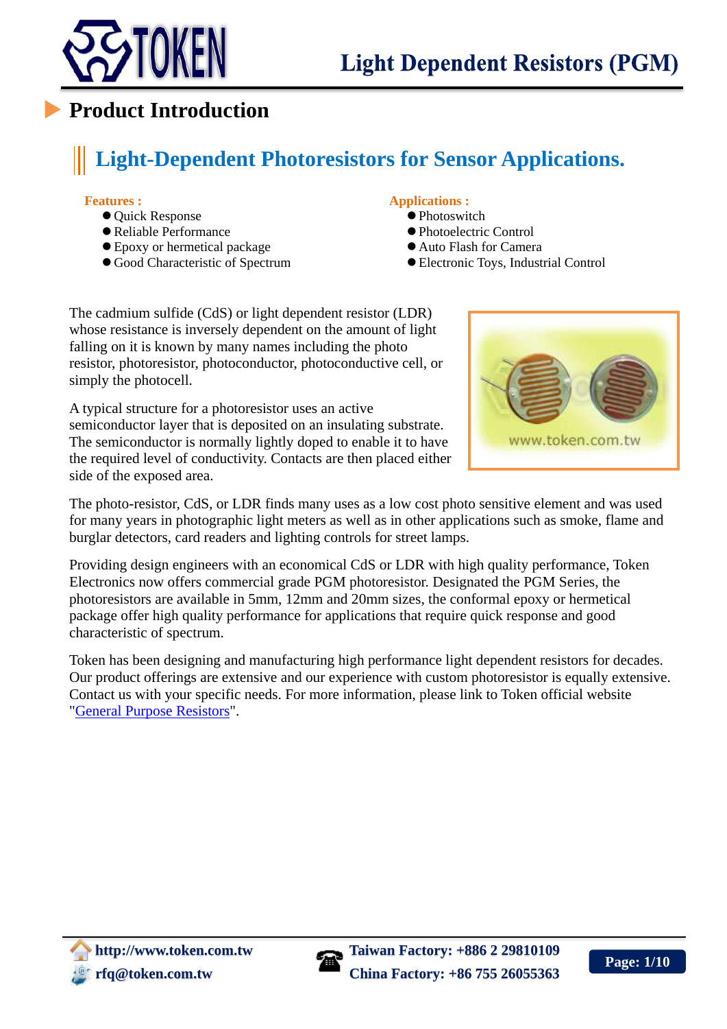# Product Introduction

## Light-Dependent Photoresistors for Sensor Applications.

**Features :**

- Quick Response
- Reliable Performance
- Epoxy or hermetical package
- Good Characteristic of Spectrum

**Applications :**

- Photoswitch
- Photoelectric Control
- Auto Flash for Camera
- Electronic Toys, Industrial Control

The cadmium sulfide (CdS) or light dependent resistor (LDR) whose resistance is inversely dependent on the amount of light falling on it is known by many names including the photo resistor, photoresistor, photoconductor, photoconductive cell, or simply the photocell.

A typical structure for a photoresistor uses an active semiconductor layer that is deposited on an insulating substrate. The semiconductor is normally lightly doped to enable it to have the required level of conductivity. Contacts are then placed either side of the exposed area.

The photo-resistor, CdS, or LDR finds many uses as a low cost photo sensitive element and was used for many years in photographic light meters as well as in other applications such as smoke, flame and burglar detectors, card readers and lighting controls for street lamps.

Providing design engineers with an economical CdS or LDR with high quality performance, Token Electronics now offers commercial grade PGM photoresistor. Designated the PGM Series, the photoresistors are available in 5mm, 12mm and 20mm sizes, the conformal epoxy or hermetical package offer high quality performance for applications that require quick response and good characteristic of spectrum.

Token has been designing and manufacturing high performance light dependent resistors for decades. Our product offerings are extensive and our experience with custom photoresistor is equally extensive. Contact us with your specific needs. For more information, please link to Token official website "General Purpose Resistors".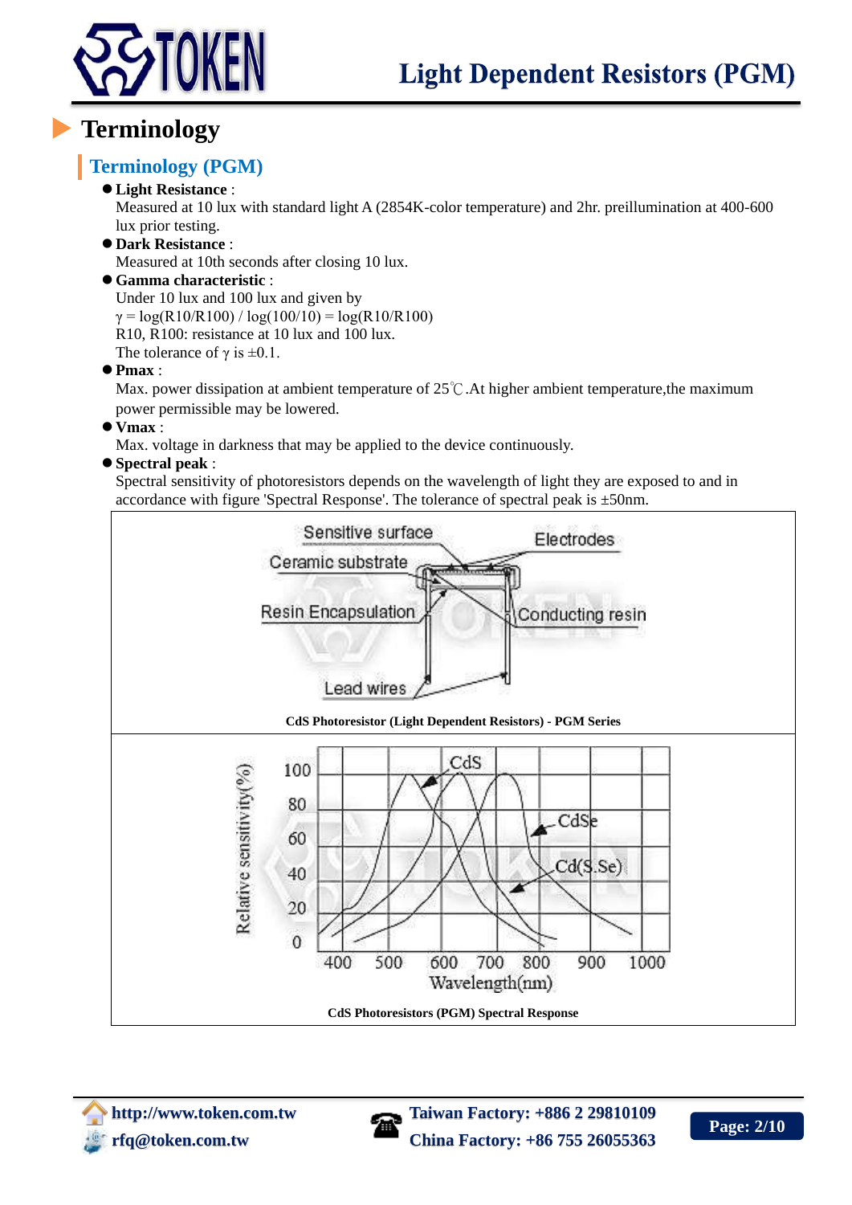# Terminology

## Terminology (PGM)

- **Light Resistance** :
  Measured at 10 lux with standard light A (2854K-color temperature) and 2hr. preillumination at 400-600 lux prior testing.
- **Dark Resistance** :
  Measured at 10th seconds after closing 10 lux.
- **Gamma characteristic** :
  Under 10 lux and 100 lux and given by
  $\gamma = \log(R10/R100) / \log(100/10) = \log(R10/R100)$
  R10, R100: resistance at 10 lux and 100 lux.
  The tolerance of $\gamma$ is ±0.1.
- **Pmax** :
  Max. power dissipation at ambient temperature of 25℃.At higher ambient temperature,the maximum power permissible may be lowered.
- **Vmax** :
  Max. voltage in darkness that may be applied to the device continuously.
- **Spectral peak** :
  Spectral sensitivity of photoresistors depends on the wavelength of light they are exposed to and in accordance with figure 'Spectral Response'. The tolerance of spectral peak is ±50nm.

CdS Photoresistor (Light Dependent Resistors) - PGM Series

CdS Photoresistors (PGM) Spectral Response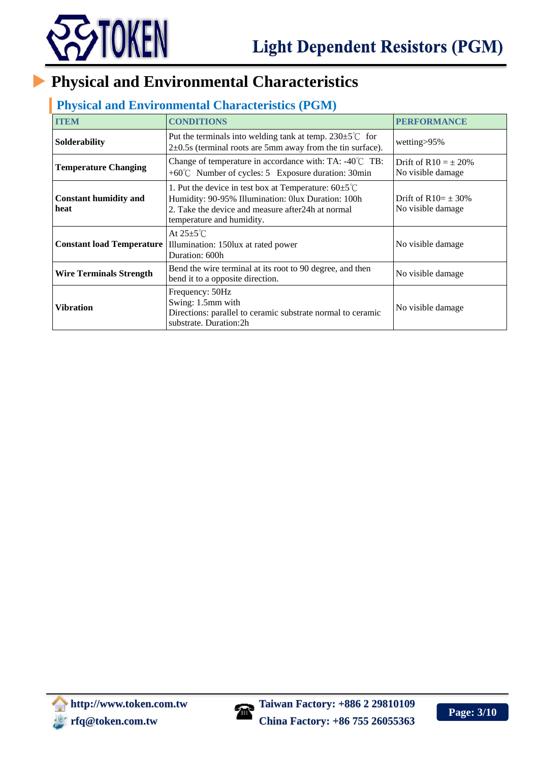# Physical and Environmental Characteristics

## Physical and Environmental Characteristics (PGM)

| ITEM | CONDITIONS | PERFORMANCE |
|---|---|---|
| **Solderability** | Put the terminals into welding tank at temp. 230±5℃ for 2±0.5s (terminal roots are 5mm away from the tin surface). | wetting>95% |
| **Temperature Changing** | Change of temperature in accordance with: TA: -40℃ TB: +60℃ Number of cycles: 5 Exposure duration: 30min | Drift of R10 = ± 20%<br>No visible damage |
| **Constant humidity and heat** | 1. Put the device in test box at Temperature: 60±5℃ Humidity: 90-95% Illumination: 0lux Duration: 100h<br>2. Take the device and measure after24h at normal temperature and humidity. | Drift of R10= ± 30%<br>No visible damage |
| **Constant load Temperature** | At 25±5℃<br>Illumination: 150lux at rated power<br>Duration: 600h | No visible damage |
| **Wire Terminals Strength** | Bend the wire terminal at its root to 90 degree, and then bend it to a opposite direction. | No visible damage |
| **Vibration** | Frequency: 50Hz<br>Swing: 1.5mm with<br>Directions: parallel to ceramic substrate normal to ceramic substrate. Duration:2h | No visible damage |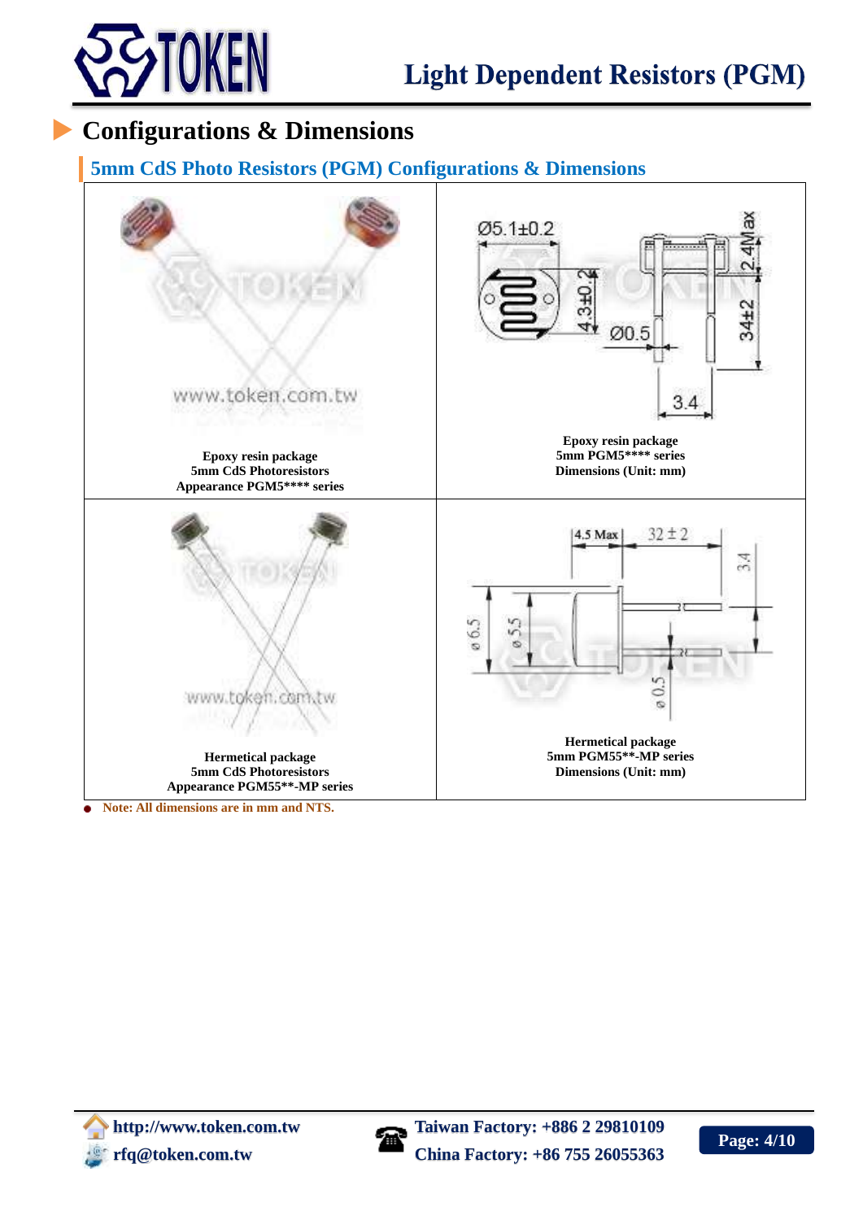## Configurations & Dimensions

### 5mm CdS Photo Resistors (PGM) Configurations & Dimensions

| | |
|---|---|
| Epoxy resin package<br>5mm CdS Photoresistors<br>Appearance PGM5**** series | Ø5.1±0.2, 4.3±0.2, Ø0.5, 3.4, 2.4Max, 34±2<br>Epoxy resin package<br>5mm PGM5**** series<br>Dimensions (Unit: mm) |
| Hermetical package<br>5mm CdS Photoresistors<br>Appearance PGM55**-MP series | 4.5 Max, 32 ± 2, 3.4, ø 6.5, ø 5.5, ø 0.5<br>Hermetical package<br>5mm PGM55**-MP series<br>Dimensions (Unit: mm) |

- **Note: All dimensions are in mm and NTS.**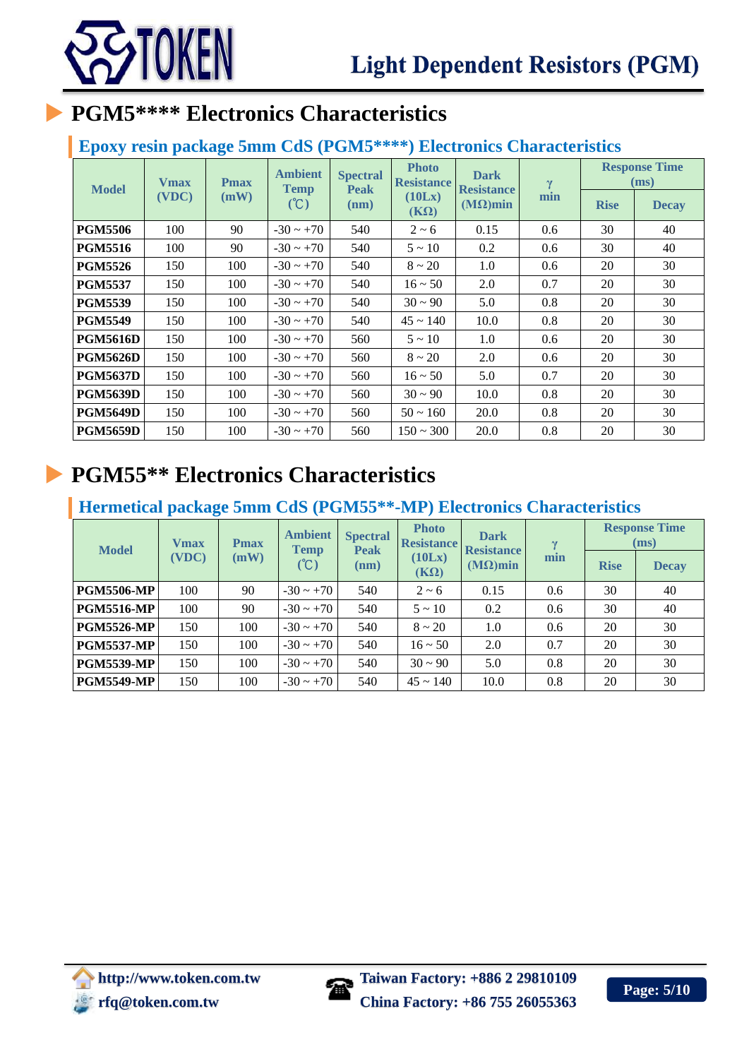# PGM5**** Electronics Characteristics

## Epoxy resin package 5mm CdS (PGM5****) Electronics Characteristics

| Model | Vmax (VDC) | Pmax (mW) | Ambient Temp (℃) | Spectral Peak (nm) | Photo Resistance (10Lx) (KΩ) | Dark Resistance (MΩ)min | γ min | Response Time (ms) | |
|---|---|---|---|---|---|---|---|---|---|
| | | | | | | | | Rise | Decay |
| **PGM5506** | 100 | 90 | -30 ~ +70 | 540 | 2 ~ 6 | 0.15 | 0.6 | 30 | 40 |
| **PGM5516** | 100 | 90 | -30 ~ +70 | 540 | 5 ~ 10 | 0.2 | 0.6 | 30 | 40 |
| **PGM5526** | 150 | 100 | -30 ~ +70 | 540 | 8 ~ 20 | 1.0 | 0.6 | 20 | 30 |
| **PGM5537** | 150 | 100 | -30 ~ +70 | 540 | 16 ~ 50 | 2.0 | 0.7 | 20 | 30 |
| **PGM5539** | 150 | 100 | -30 ~ +70 | 540 | 30 ~ 90 | 5.0 | 0.8 | 20 | 30 |
| **PGM5549** | 150 | 100 | -30 ~ +70 | 540 | 45 ~ 140 | 10.0 | 0.8 | 20 | 30 |
| **PGM5616D** | 150 | 100 | -30 ~ +70 | 560 | 5 ~ 10 | 1.0 | 0.6 | 20 | 30 |
| **PGM5626D** | 150 | 100 | -30 ~ +70 | 560 | 8 ~ 20 | 2.0 | 0.6 | 20 | 30 |
| **PGM5637D** | 150 | 100 | -30 ~ +70 | 560 | 16 ~ 50 | 5.0 | 0.7 | 20 | 30 |
| **PGM5639D** | 150 | 100 | -30 ~ +70 | 560 | 30 ~ 90 | 10.0 | 0.8 | 20 | 30 |
| **PGM5649D** | 150 | 100 | -30 ~ +70 | 560 | 50 ~ 160 | 20.0 | 0.8 | 20 | 30 |
| **PGM5659D** | 150 | 100 | -30 ~ +70 | 560 | 150 ~ 300 | 20.0 | 0.8 | 20 | 30 |

# PGM55** Electronics Characteristics

## Hermetical package 5mm CdS (PGM55**-MP) Electronics Characteristics

| Model | Vmax (VDC) | Pmax (mW) | Ambient Temp (℃) | Spectral Peak (nm) | Photo Resistance (10Lx) (KΩ) | Dark Resistance (MΩ)min | γ min | Response Time (ms) | |
|---|---|---|---|---|---|---|---|---|---|
| | | | | | | | | Rise | Decay |
| **PGM5506-MP** | 100 | 90 | -30 ~ +70 | 540 | 2 ~ 6 | 0.15 | 0.6 | 30 | 40 |
| **PGM5516-MP** | 100 | 90 | -30 ~ +70 | 540 | 5 ~ 10 | 0.2 | 0.6 | 30 | 40 |
| **PGM5526-MP** | 150 | 100 | -30 ~ +70 | 540 | 8 ~ 20 | 1.0 | 0.6 | 20 | 30 |
| **PGM5537-MP** | 150 | 100 | -30 ~ +70 | 540 | 16 ~ 50 | 2.0 | 0.7 | 20 | 30 |
| **PGM5539-MP** | 150 | 100 | -30 ~ +70 | 540 | 30 ~ 90 | 5.0 | 0.8 | 20 | 30 |
| **PGM5549-MP** | 150 | 100 | -30 ~ +70 | 540 | 45 ~ 140 | 10.0 | 0.8 | 20 | 30 |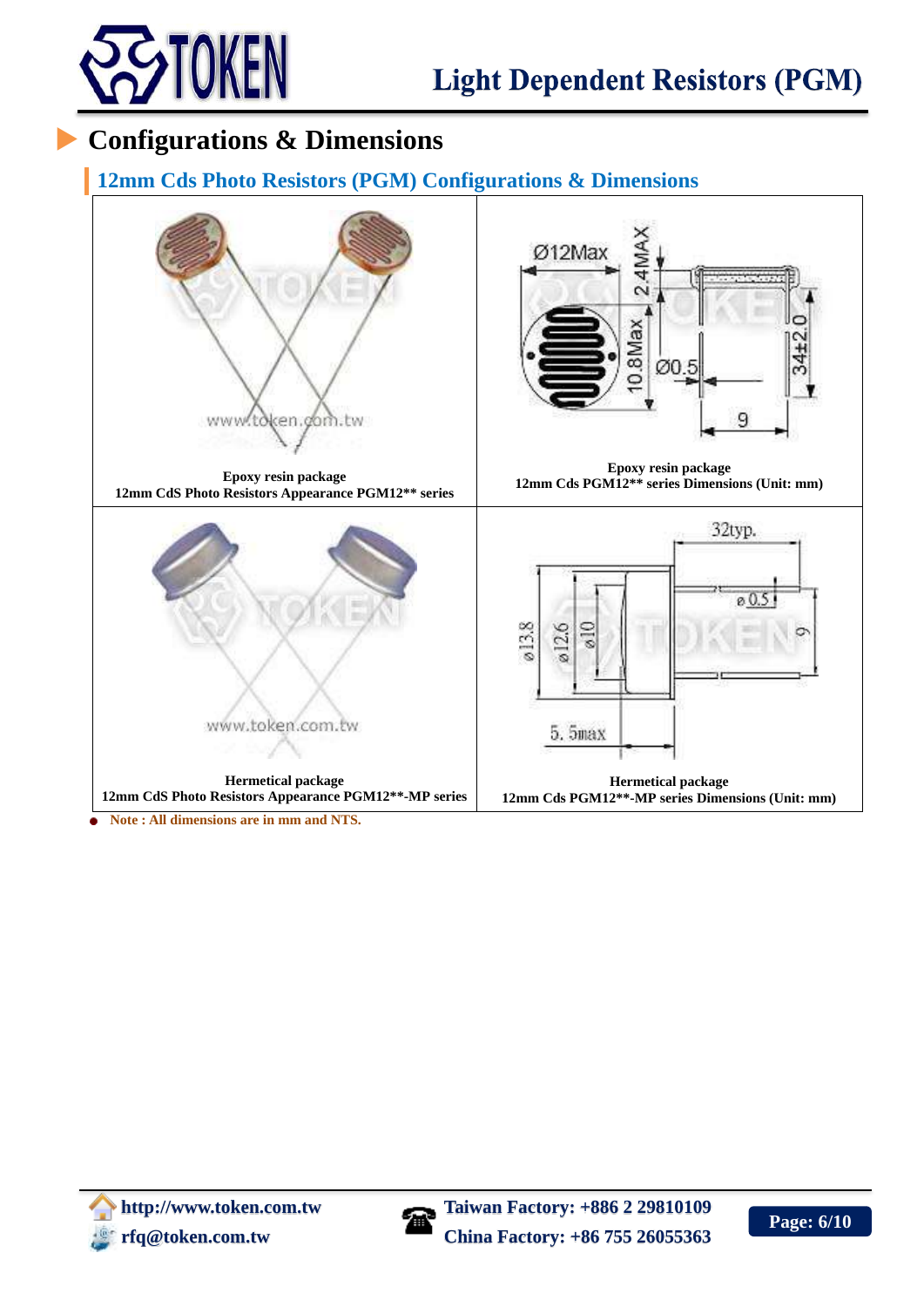## Configurations & Dimensions

### 12mm Cds Photo Resistors (PGM) Configurations & Dimensions

| Epoxy resin package<br>12mm CdS Photo Resistors Appearance PGM12** series | Epoxy resin package<br>12mm Cds PGM12** series Dimensions (Unit: mm) |
|---|---|
| Hermetical package<br>12mm CdS Photo Resistors Appearance PGM12**-MP series | Hermetical package<br>12mm Cds PGM12**-MP series Dimensions (Unit: mm) |

- **Note : All dimensions are in mm and NTS.**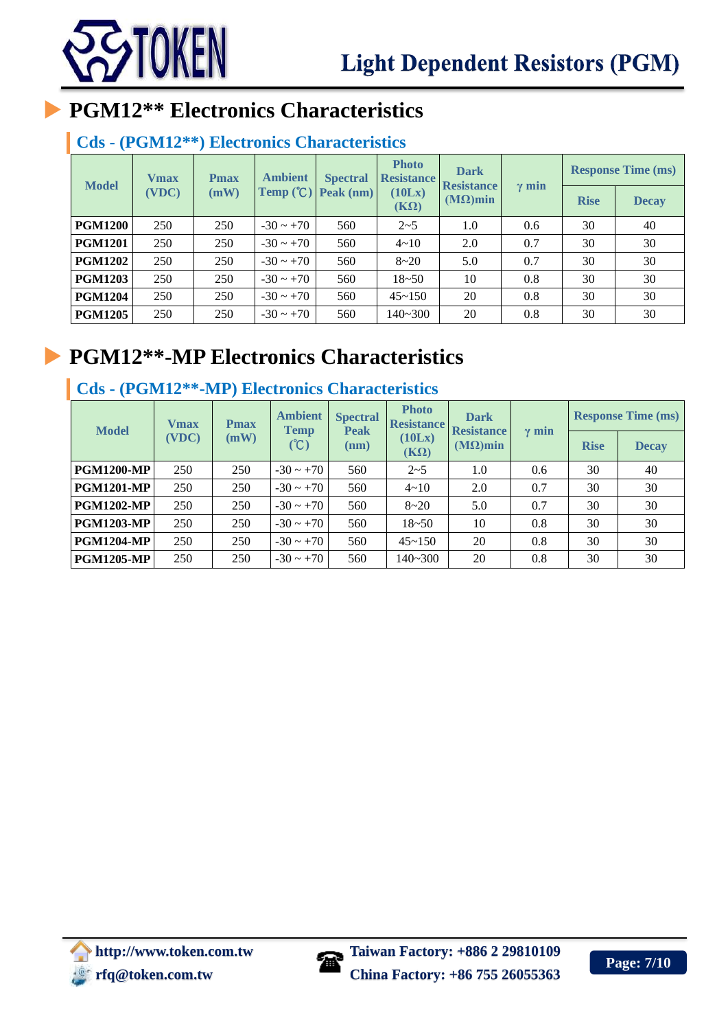# PGM12** Electronics Characteristics

## Cds - (PGM12**) Electronics Characteristics

| Model | Vmax (VDC) | Pmax (mW) | Ambient Temp (℃) | Spectral Peak (nm) | Photo Resistance (10Lx) (KΩ) | Dark Resistance (MΩ)min | γ min | Response Time (ms) | |
|---|---|---|---|---|---|---|---|---|---|
| | | | | | | | | Rise | Decay |
| **PGM1200** | 250 | 250 | -30 ~ +70 | 560 | 2~5 | 1.0 | 0.6 | 30 | 40 |
| **PGM1201** | 250 | 250 | -30 ~ +70 | 560 | 4~10 | 2.0 | 0.7 | 30 | 30 |
| **PGM1202** | 250 | 250 | -30 ~ +70 | 560 | 8~20 | 5.0 | 0.7 | 30 | 30 |
| **PGM1203** | 250 | 250 | -30 ~ +70 | 560 | 18~50 | 10 | 0.8 | 30 | 30 |
| **PGM1204** | 250 | 250 | -30 ~ +70 | 560 | 45~150 | 20 | 0.8 | 30 | 30 |
| **PGM1205** | 250 | 250 | -30 ~ +70 | 560 | 140~300 | 20 | 0.8 | 30 | 30 |

# PGM12**-MP Electronics Characteristics

## Cds - (PGM12**-MP) Electronics Characteristics

| Model | Vmax (VDC) | Pmax (mW) | Ambient Temp (℃) | Spectral Peak (nm) | Photo Resistance (10Lx) (KΩ) | Dark Resistance (MΩ)min | γ min | Response Time (ms) | |
|---|---|---|---|---|---|---|---|---|---|
| | | | | | | | | Rise | Decay |
| **PGM1200-MP** | 250 | 250 | -30 ~ +70 | 560 | 2~5 | 1.0 | 0.6 | 30 | 40 |
| **PGM1201-MP** | 250 | 250 | -30 ~ +70 | 560 | 4~10 | 2.0 | 0.7 | 30 | 30 |
| **PGM1202-MP** | 250 | 250 | -30 ~ +70 | 560 | 8~20 | 5.0 | 0.7 | 30 | 30 |
| **PGM1203-MP** | 250 | 250 | -30 ~ +70 | 560 | 18~50 | 10 | 0.8 | 30 | 30 |
| **PGM1204-MP** | 250 | 250 | -30 ~ +70 | 560 | 45~150 | 20 | 0.8 | 30 | 30 |
| **PGM1205-MP** | 250 | 250 | -30 ~ +70 | 560 | 140~300 | 20 | 0.8 | 30 | 30 |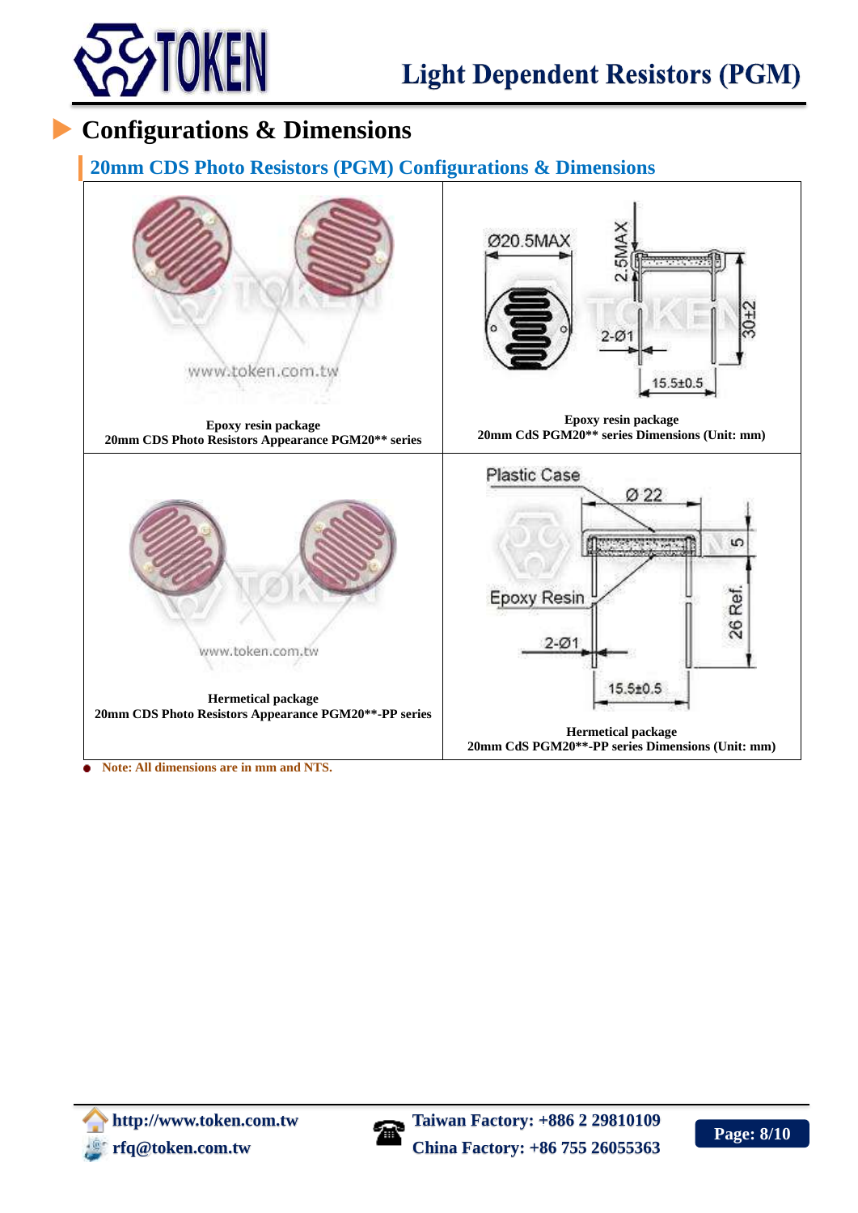# Configurations & Dimensions

## 20mm CDS Photo Resistors (PGM) Configurations & Dimensions

| | |
|---|---|
| Epoxy resin package<br>20mm CDS Photo Resistors Appearance PGM20** series | Epoxy resin package<br>20mm CdS PGM20** series Dimensions (Unit: mm) |
| Hermetical package<br>20mm CDS Photo Resistors Appearance PGM20**-PP series | Hermetical package<br>20mm CdS PGM20**-PP series Dimensions (Unit: mm) |

- Note: All dimensions are in mm and NTS.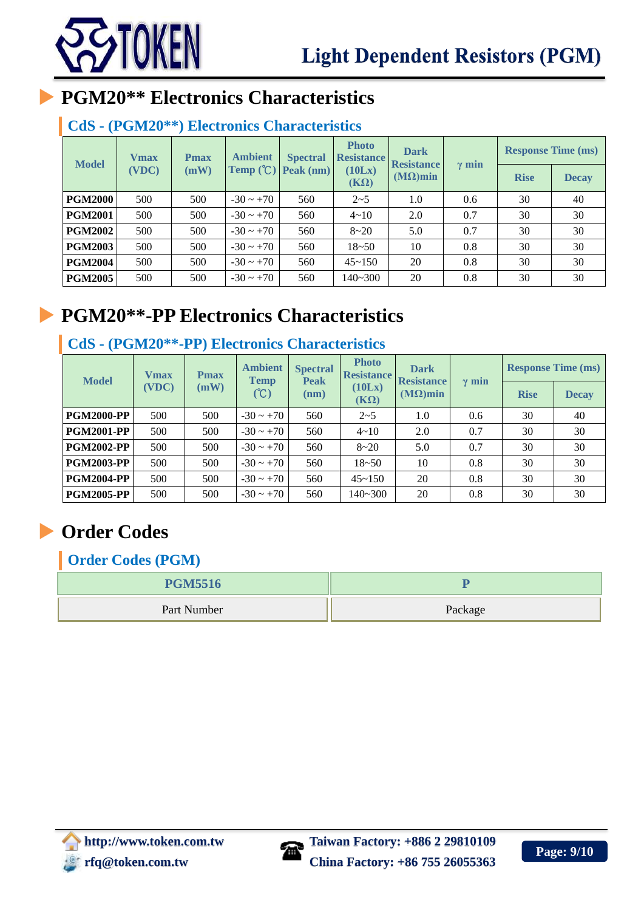# PGM20** Electronics Characteristics

## CdS - (PGM20**) Electronics Characteristics

| Model | Vmax (VDC) | Pmax (mW) | Ambient Temp (℃) | Spectral Peak (nm) | Photo Resistance (10Lx) (KΩ) | Dark Resistance (MΩ)min | γ min | Response Time (ms) | |
|---|---|---|---|---|---|---|---|---|---|
| | | | | | | | | Rise | Decay |
| **PGM2000** | 500 | 500 | -30 ~ +70 | 560 | 2~5 | 1.0 | 0.6 | 30 | 40 |
| **PGM2001** | 500 | 500 | -30 ~ +70 | 560 | 4~10 | 2.0 | 0.7 | 30 | 30 |
| **PGM2002** | 500 | 500 | -30 ~ +70 | 560 | 8~20 | 5.0 | 0.7 | 30 | 30 |
| **PGM2003** | 500 | 500 | -30 ~ +70 | 560 | 18~50 | 10 | 0.8 | 30 | 30 |
| **PGM2004** | 500 | 500 | -30 ~ +70 | 560 | 45~150 | 20 | 0.8 | 30 | 30 |
| **PGM2005** | 500 | 500 | -30 ~ +70 | 560 | 140~300 | 20 | 0.8 | 30 | 30 |

# PGM20**-PP Electronics Characteristics

## CdS - (PGM20**-PP) Electronics Characteristics

| Model | Vmax (VDC) | Pmax (mW) | Ambient Temp (℃) | Spectral Peak (nm) | Photo Resistance (10Lx) (KΩ) | Dark Resistance (MΩ)min | γ min | Response Time (ms) | |
|---|---|---|---|---|---|---|---|---|---|
| | | | | | | | | Rise | Decay |
| **PGM2000-PP** | 500 | 500 | -30 ~ +70 | 560 | 2~5 | 1.0 | 0.6 | 30 | 40 |
| **PGM2001-PP** | 500 | 500 | -30 ~ +70 | 560 | 4~10 | 2.0 | 0.7 | 30 | 30 |
| **PGM2002-PP** | 500 | 500 | -30 ~ +70 | 560 | 8~20 | 5.0 | 0.7 | 30 | 30 |
| **PGM2003-PP** | 500 | 500 | -30 ~ +70 | 560 | 18~50 | 10 | 0.8 | 30 | 30 |
| **PGM2004-PP** | 500 | 500 | -30 ~ +70 | 560 | 45~150 | 20 | 0.8 | 30 | 30 |
| **PGM2005-PP** | 500 | 500 | -30 ~ +70 | 560 | 140~300 | 20 | 0.8 | 30 | 30 |

# Order Codes

## Order Codes (PGM)

| PGM5516 | P |
|---|---|
| Part Number | Package |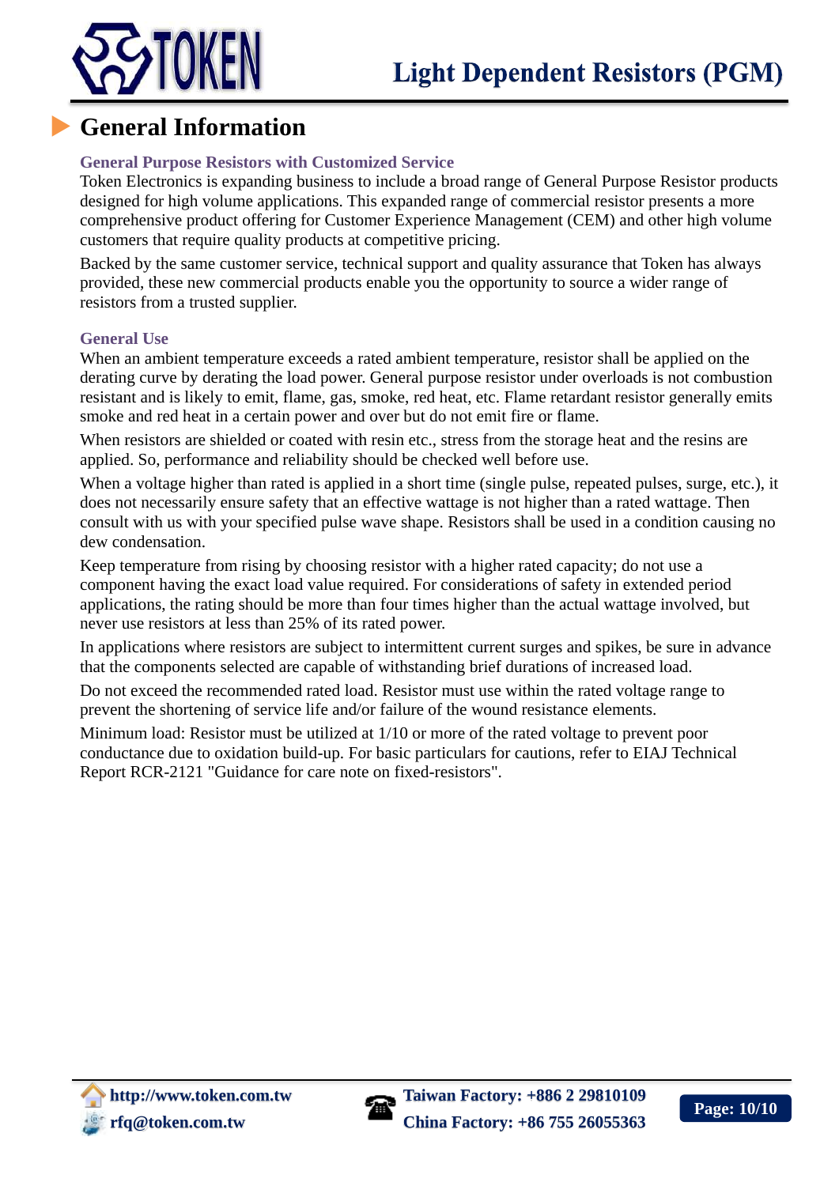# General Information

### General Purpose Resistors with Customized Service

Token Electronics is expanding business to include a broad range of General Purpose Resistor products designed for high volume applications. This expanded range of commercial resistor presents a more comprehensive product offering for Customer Experience Management (CEM) and other high volume customers that require quality products at competitive pricing.

Backed by the same customer service, technical support and quality assurance that Token has always provided, these new commercial products enable you the opportunity to source a wider range of resistors from a trusted supplier.

### General Use

When an ambient temperature exceeds a rated ambient temperature, resistor shall be applied on the derating curve by derating the load power. General purpose resistor under overloads is not combustion resistant and is likely to emit, flame, gas, smoke, red heat, etc. Flame retardant resistor generally emits smoke and red heat in a certain power and over but do not emit fire or flame.

When resistors are shielded or coated with resin etc., stress from the storage heat and the resins are applied. So, performance and reliability should be checked well before use.

When a voltage higher than rated is applied in a short time (single pulse, repeated pulses, surge, etc.), it does not necessarily ensure safety that an effective wattage is not higher than a rated wattage. Then consult with us with your specified pulse wave shape. Resistors shall be used in a condition causing no dew condensation.

Keep temperature from rising by choosing resistor with a higher rated capacity; do not use a component having the exact load value required. For considerations of safety in extended period applications, the rating should be more than four times higher than the actual wattage involved, but never use resistors at less than 25% of its rated power.

In applications where resistors are subject to intermittent current surges and spikes, be sure in advance that the components selected are capable of withstanding brief durations of increased load.

Do not exceed the recommended rated load. Resistor must use within the rated voltage range to prevent the shortening of service life and/or failure of the wound resistance elements.

Minimum load: Resistor must be utilized at 1/10 or more of the rated voltage to prevent poor conductance due to oxidation build-up. For basic particulars for cautions, refer to EIAJ Technical Report RCR-2121 "Guidance for care note on fixed-resistors".